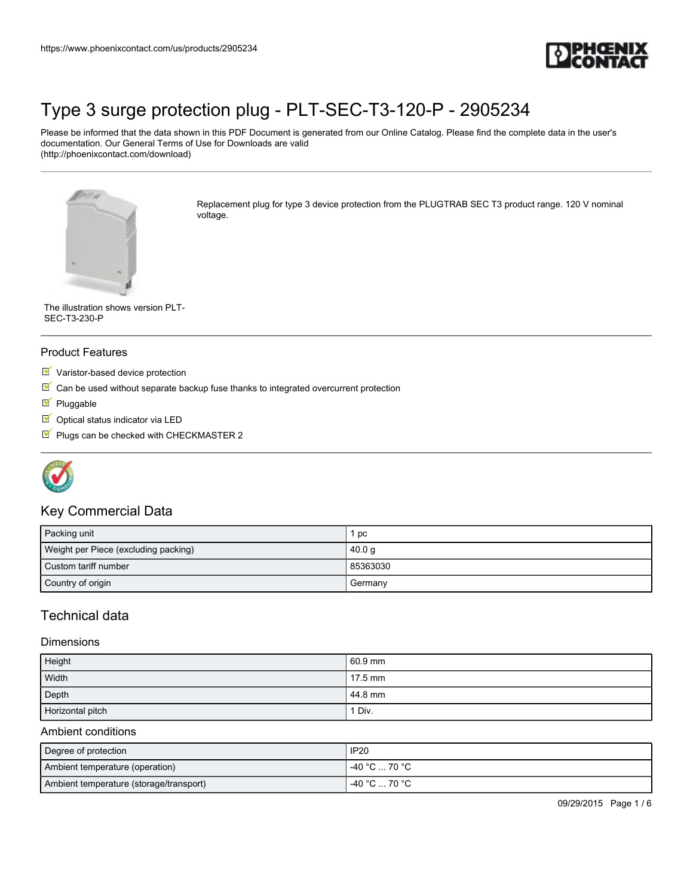# Type 3 surge protection plug - PLT-SEC-T3-120-P - 2905234

Please be informed that the data shown in this PDF Document is generated from our Online Catalog. Please find the complete data in the user's documentation. Our General Terms of Use for Downloads are valid (http://phoenixcontact.com/download)

Replacement plug for type 3 device protection from the PLUGTRAB SEC T3 product range. 120 V nominal voltage.

The illustration shows version PLT-SEC-T3-230-P

## Product Features

- Varistor-based device protection
- Can be used without separate backup fuse thanks to integrated overcurrent protection
- Pluggable
- Optical status indicator via LED
- Plugs can be checked with CHECKMASTER 2

## Key Commercial Data

| | |
|---|---|
| Packing unit | 1 pc |
| Weight per Piece (excluding packing) | 40.0 g |
| Custom tariff number | 85363030 |
| Country of origin | Germany |

## Technical data

### Dimensions

| | |
|---|---|
| Height | 60.9 mm |
| Width | 17.5 mm |
| Depth | 44.8 mm |
| Horizontal pitch | 1 Div. |

### Ambient conditions

| | |
|---|---|
| Degree of protection | IP20 |
| Ambient temperature (operation) | -40 °C ... 70 °C |
| Ambient temperature (storage/transport) | -40 °C ... 70 °C |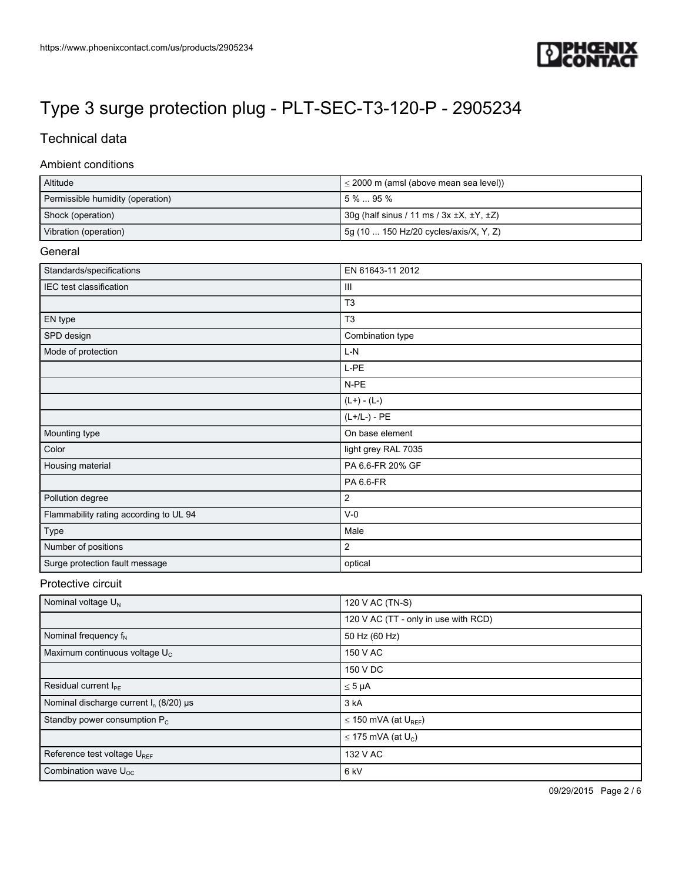# Type 3 surge protection plug - PLT-SEC-T3-120-P - 2905234

## Technical data

### Ambient conditions

| | |
|---|---|
| Altitude | ≤ 2000 m (amsl (above mean sea level)) |
| Permissible humidity (operation) | 5 % ... 95 % |
| Shock (operation) | 30g (half sinus / 11 ms / 3x ±X, ±Y, ±Z) |
| Vibration (operation) | 5g (10 ... 150 Hz/20 cycles/axis/X, Y, Z) |

### General

| | |
|---|---|
| Standards/specifications | EN 61643-11 2012 |
| IEC test classification | III |
| | T3 |
| EN type | T3 |
| SPD design | Combination type |
| Mode of protection | L-N |
| | L-PE |
| | N-PE |
| | (L+) - (L-) |
| | (L+/L-) - PE |
| Mounting type | On base element |
| Color | light grey RAL 7035 |
| Housing material | PA 6.6-FR 20% GF |
| | PA 6.6-FR |
| Pollution degree | 2 |
| Flammability rating according to UL 94 | V-0 |
| Type | Male |
| Number of positions | 2 |
| Surge protection fault message | optical |

### Protective circuit

| | |
|---|---|
| Nominal voltage $U_N$ | 120 V AC (TN-S) |
| | 120 V AC (TT - only in use with RCD) |
| Nominal frequency $f_N$ | 50 Hz (60 Hz) |
| Maximum continuous voltage $U_C$ | 150 V AC |
| | 150 V DC |
| Residual current $I_{PE}$ | ≤ 5 µA |
| Nominal discharge current $I_n$ (8/20) µs | 3 kA |
| Standby power consumption $P_C$ | ≤ 150 mVA (at $U_{REF}$) |
| | ≤ 175 mVA (at $U_C$) |
| Reference test voltage $U_{REF}$ | 132 V AC |
| Combination wave $U_{OC}$ | 6 kV |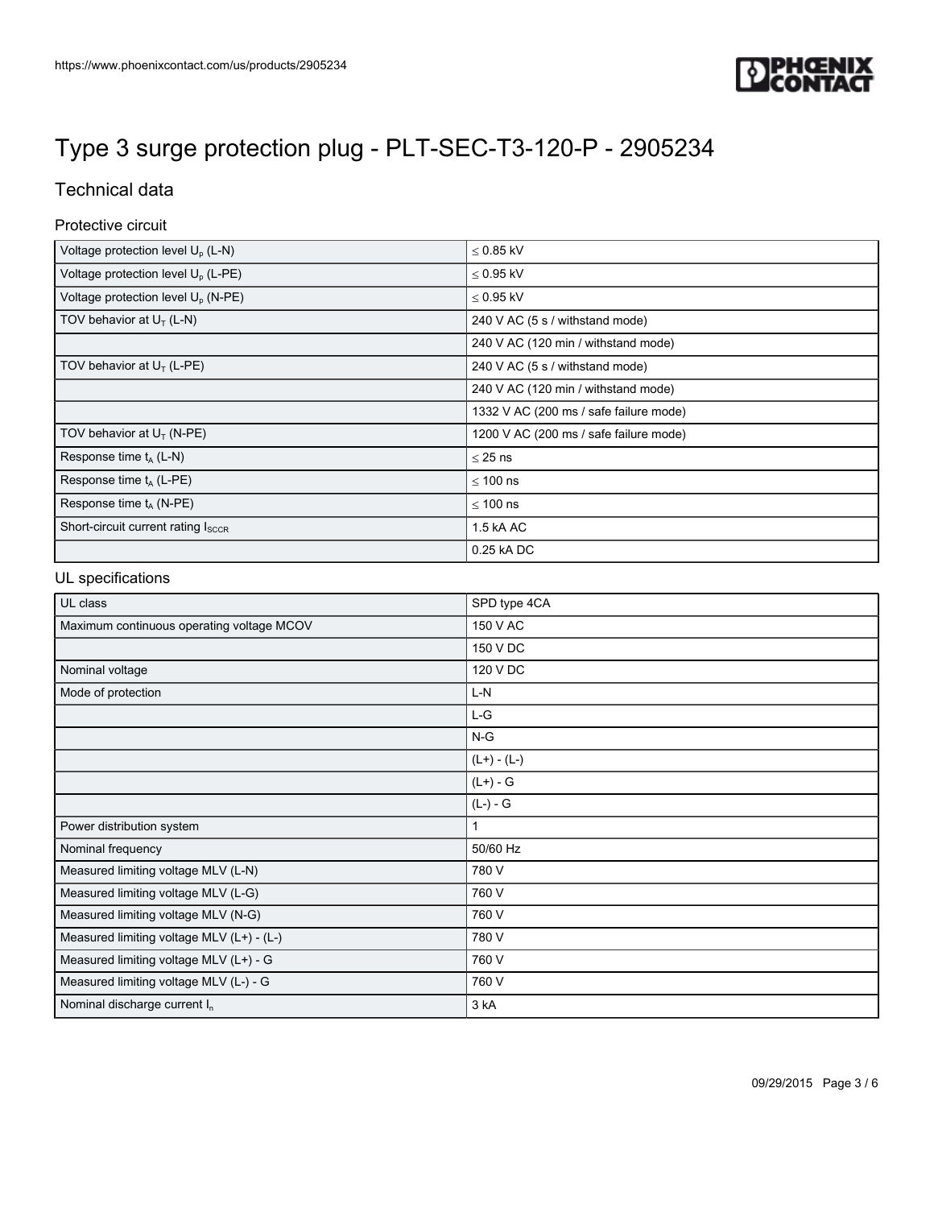# Type 3 surge protection plug - PLT-SEC-T3-120-P - 2905234

## Technical data

### Protective circuit

| | |
|---|---|
| Voltage protection level $U_p$ (L-N) | ≤ 0.85 kV |
| Voltage protection level $U_p$ (L-PE) | ≤ 0.95 kV |
| Voltage protection level $U_p$ (N-PE) | ≤ 0.95 kV |
| TOV behavior at $U_T$ (L-N) | 240 V AC (5 s / withstand mode) |
| | 240 V AC (120 min / withstand mode) |
| TOV behavior at $U_T$ (L-PE) | 240 V AC (5 s / withstand mode) |
| | 240 V AC (120 min / withstand mode) |
| | 1332 V AC (200 ms / safe failure mode) |
| TOV behavior at $U_T$ (N-PE) | 1200 V AC (200 ms / safe failure mode) |
| Response time $t_A$ (L-N) | ≤ 25 ns |
| Response time $t_A$ (L-PE) | ≤ 100 ns |
| Response time $t_A$ (N-PE) | ≤ 100 ns |
| Short-circuit current rating $I_{SCCR}$ | 1.5 kA AC |
| | 0.25 kA DC |

### UL specifications

| | |
|---|---|
| UL class | SPD type 4CA |
| Maximum continuous operating voltage MCOV | 150 V AC |
| | 150 V DC |
| Nominal voltage | 120 V DC |
| Mode of protection | L-N |
| | L-G |
| | N-G |
| | (L+) - (L-) |
| | (L+) - G |
| | (L-) - G |
| Power distribution system | 1 |
| Nominal frequency | 50/60 Hz |
| Measured limiting voltage MLV (L-N) | 780 V |
| Measured limiting voltage MLV (L-G) | 760 V |
| Measured limiting voltage MLV (N-G) | 760 V |
| Measured limiting voltage MLV (L+) - (L-) | 780 V |
| Measured limiting voltage MLV (L+) - G | 760 V |
| Measured limiting voltage MLV (L-) - G | 760 V |
| Nominal discharge current $I_n$ | 3 kA |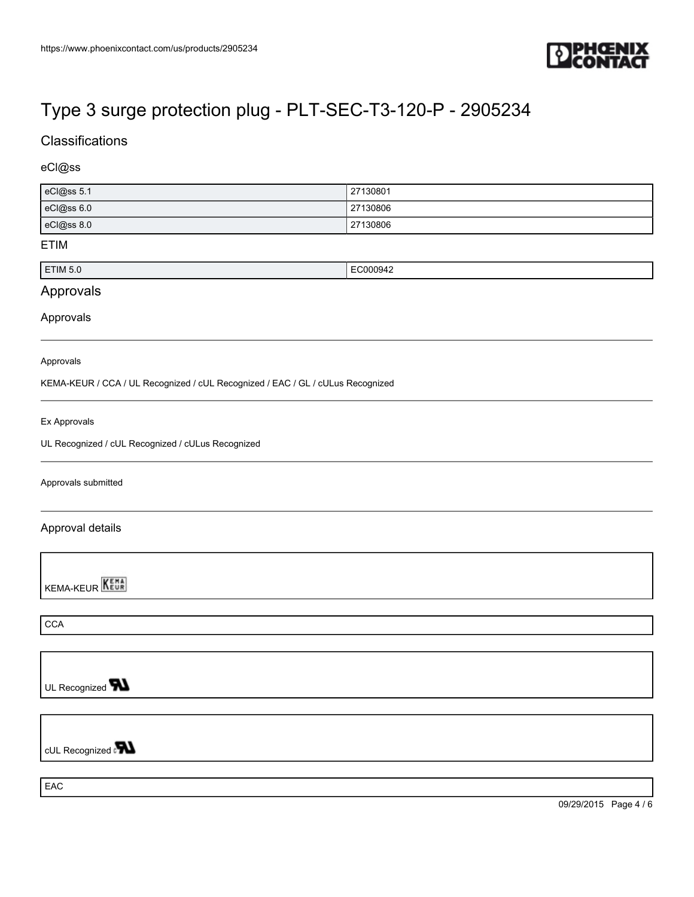# Type 3 surge protection plug - PLT-SEC-T3-120-P - 2905234

## Classifications

### eCl@ss

| | |
|---|---|
| eCl@ss 5.1 | 27130801 |
| eCl@ss 6.0 | 27130806 |
| eCl@ss 8.0 | 27130806 |

### ETIM

| | |
|---|---|
| ETIM 5.0 | EC000942 |

## Approvals

### Approvals

Approvals

KEMA-KEUR / CCA / UL Recognized / cUL Recognized / EAC / GL / cULus Recognized

Ex Approvals

UL Recognized / cUL Recognized / cULus Recognized

Approvals submitted

### Approval details

KEMA-KEUR

CCA

UL Recognized

cUL Recognized

EAC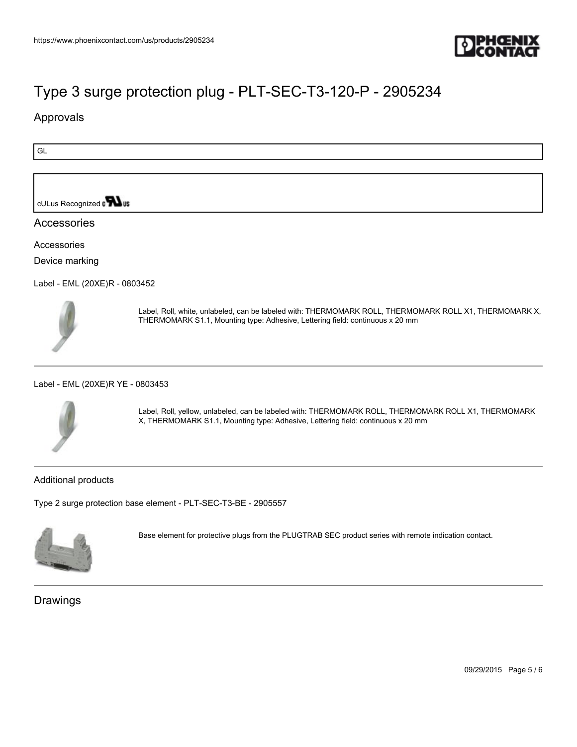# Type 3 surge protection plug - PLT-SEC-T3-120-P - 2905234

## Approvals

| GL |
| --- |

| cULus Recognized |
| --- |

## Accessories

Accessories

Device marking

Label - EML (20XE)R - 0803452

Label, Roll, white, unlabeled, can be labeled with: THERMOMARK ROLL, THERMOMARK ROLL X1, THERMOMARK X, THERMOMARK S1.1, Mounting type: Adhesive, Lettering field: continuous x 20 mm

---

Label - EML (20XE)R YE - 0803453

Label, Roll, yellow, unlabeled, can be labeled with: THERMOMARK ROLL, THERMOMARK ROLL X1, THERMOMARK X, THERMOMARK S1.1, Mounting type: Adhesive, Lettering field: continuous x 20 mm

---

Additional products

Type 2 surge protection base element - PLT-SEC-T3-BE - 2905557

Base element for protective plugs from the PLUGTRAB SEC product series with remote indication contact.

---

## Drawings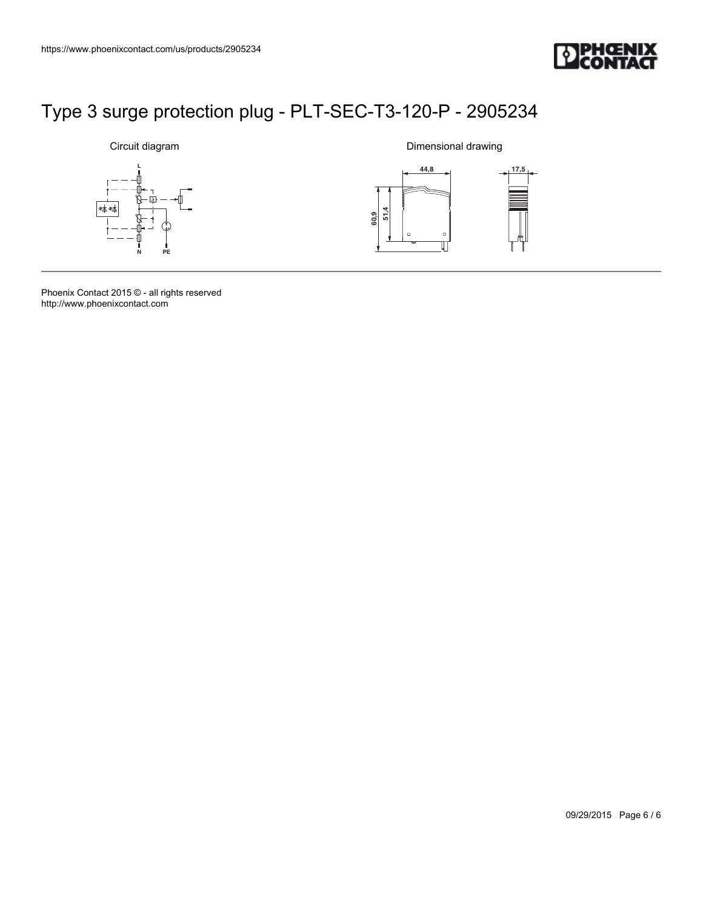# Type 3 surge protection plug - PLT-SEC-T3-120-P - 2905234

Circuit diagram

L

N

PE

Dimensional drawing

44,8

17,5

60,9

51,4

Phoenix Contact 2015 © - all rights reserved
http://www.phoenixcontact.com